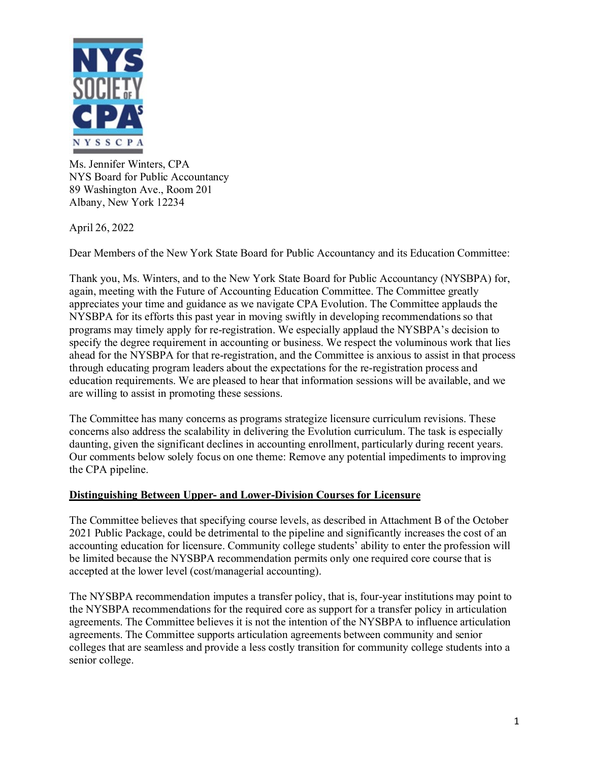Ms. Jennifer Winters, CPA
NYS Board for Public Accountancy
89 Washington Ave., Room 201
Albany, New York 12234

April 26, 2022

Dear Members of the New York State Board for Public Accountancy and its Education Committee:

Thank you, Ms. Winters, and to the New York State Board for Public Accountancy (NYSBPA) for, again, meeting with the Future of Accounting Education Committee. The Committee greatly appreciates your time and guidance as we navigate CPA Evolution. The Committee applauds the NYSBPA for its efforts this past year in moving swiftly in developing recommendations so that programs may timely apply for re-registration. We especially applaud the NYSBPA's decision to specify the degree requirement in accounting or business. We respect the voluminous work that lies ahead for the NYSBPA for that re-registration, and the Committee is anxious to assist in that process through educating program leaders about the expectations for the re-registration process and education requirements. We are pleased to hear that information sessions will be available, and we are willing to assist in promoting these sessions.

The Committee has many concerns as programs strategize licensure curriculum revisions. These concerns also address the scalability in delivering the Evolution curriculum. The task is especially daunting, given the significant declines in accounting enrollment, particularly during recent years. Our comments below solely focus on one theme: Remove any potential impediments to improving the CPA pipeline.

**Distinguishing Between Upper- and Lower-Division Courses for Licensure**

The Committee believes that specifying course levels, as described in Attachment B of the October 2021 Public Package, could be detrimental to the pipeline and significantly increases the cost of an accounting education for licensure. Community college students' ability to enter the profession will be limited because the NYSBPA recommendation permits only one required core course that is accepted at the lower level (cost/managerial accounting).

The NYSBPA recommendation imputes a transfer policy, that is, four-year institutions may point to the NYSBPA recommendations for the required core as support for a transfer policy in articulation agreements. The Committee believes it is not the intention of the NYSBPA to influence articulation agreements. The Committee supports articulation agreements between community and senior colleges that are seamless and provide a less costly transition for community college students into a senior college.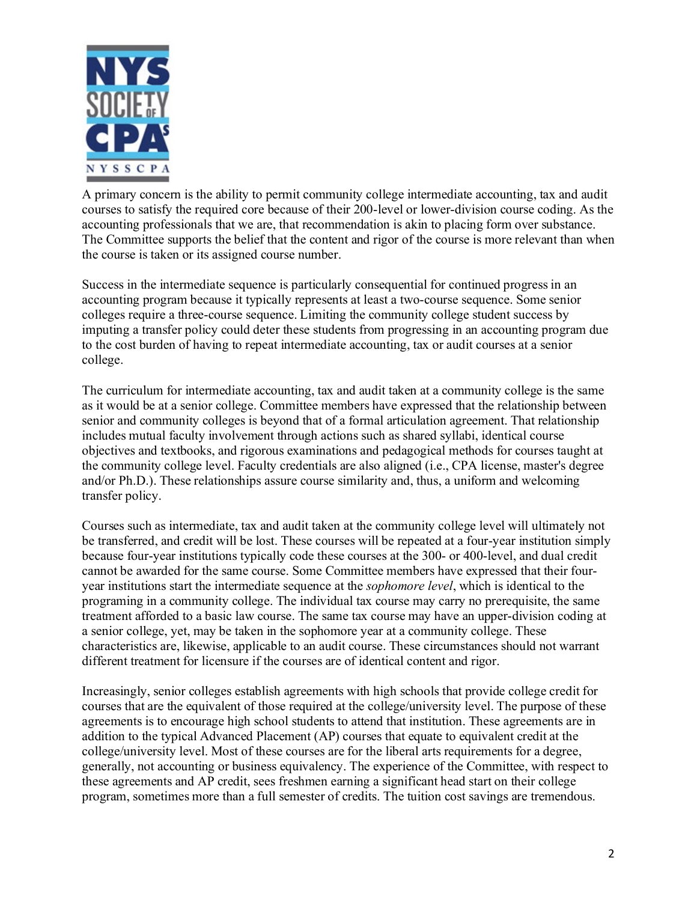A primary concern is the ability to permit community college intermediate accounting, tax and audit courses to satisfy the required core because of their 200-level or lower-division course coding. As the accounting professionals that we are, that recommendation is akin to placing form over substance. The Committee supports the belief that the content and rigor of the course is more relevant than when the course is taken or its assigned course number.

Success in the intermediate sequence is particularly consequential for continued progress in an accounting program because it typically represents at least a two-course sequence. Some senior colleges require a three-course sequence. Limiting the community college student success by imputing a transfer policy could deter these students from progressing in an accounting program due to the cost burden of having to repeat intermediate accounting, tax or audit courses at a senior college.

The curriculum for intermediate accounting, tax and audit taken at a community college is the same as it would be at a senior college. Committee members have expressed that the relationship between senior and community colleges is beyond that of a formal articulation agreement. That relationship includes mutual faculty involvement through actions such as shared syllabi, identical course objectives and textbooks, and rigorous examinations and pedagogical methods for courses taught at the community college level. Faculty credentials are also aligned (i.e., CPA license, master's degree and/or Ph.D.). These relationships assure course similarity and, thus, a uniform and welcoming transfer policy.

Courses such as intermediate, tax and audit taken at the community college level will ultimately not be transferred, and credit will be lost. These courses will be repeated at a four-year institution simply because four-year institutions typically code these courses at the 300- or 400-level, and dual credit cannot be awarded for the same course. Some Committee members have expressed that their four-year institutions start the intermediate sequence at the *sophomore level*, which is identical to the programing in a community college. The individual tax course may carry no prerequisite, the same treatment afforded to a basic law course. The same tax course may have an upper-division coding at a senior college, yet, may be taken in the sophomore year at a community college. These characteristics are, likewise, applicable to an audit course. These circumstances should not warrant different treatment for licensure if the courses are of identical content and rigor.

Increasingly, senior colleges establish agreements with high schools that provide college credit for courses that are the equivalent of those required at the college/university level. The purpose of these agreements is to encourage high school students to attend that institution. These agreements are in addition to the typical Advanced Placement (AP) courses that equate to equivalent credit at the college/university level. Most of these courses are for the liberal arts requirements for a degree, generally, not accounting or business equivalency. The experience of the Committee, with respect to these agreements and AP credit, sees freshmen earning a significant head start on their college program, sometimes more than a full semester of credits. The tuition cost savings are tremendous.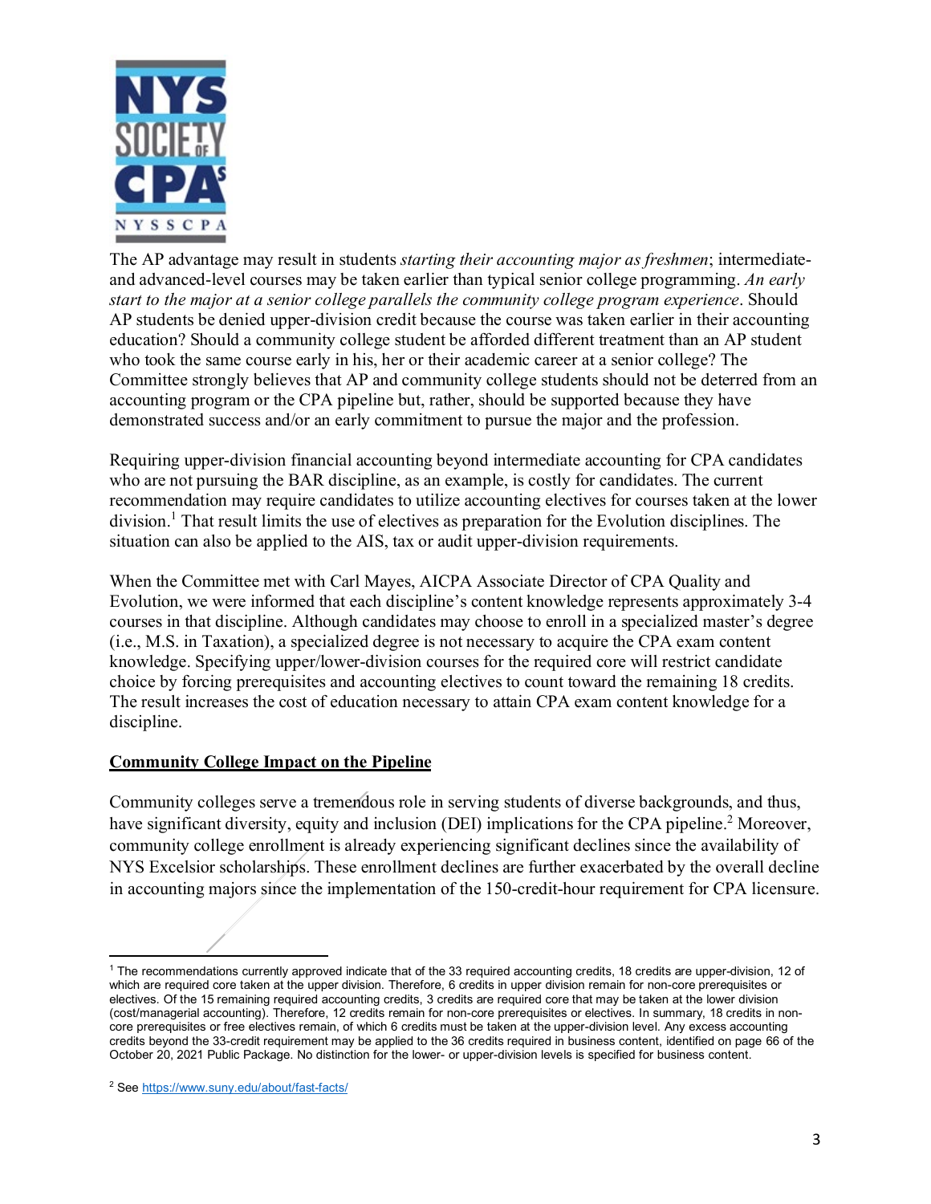The AP advantage may result in students *starting their accounting major as freshmen*; intermediate- and advanced-level courses may be taken earlier than typical senior college programming. *An early start to the major at a senior college parallels the community college program experience*. Should AP students be denied upper-division credit because the course was taken earlier in their accounting education? Should a community college student be afforded different treatment than an AP student who took the same course early in his, her or their academic career at a senior college? The Committee strongly believes that AP and community college students should not be deterred from an accounting program or the CPA pipeline but, rather, should be supported because they have demonstrated success and/or an early commitment to pursue the major and the profession.

Requiring upper-division financial accounting beyond intermediate accounting for CPA candidates who are not pursuing the BAR discipline, as an example, is costly for candidates. The current recommendation may require candidates to utilize accounting electives for courses taken at the lower division.[1] That result limits the use of electives as preparation for the Evolution disciplines. The situation can also be applied to the AIS, tax or audit upper-division requirements.

When the Committee met with Carl Mayes, AICPA Associate Director of CPA Quality and Evolution, we were informed that each discipline's content knowledge represents approximately 3-4 courses in that discipline. Although candidates may choose to enroll in a specialized master's degree (i.e., M.S. in Taxation), a specialized degree is not necessary to acquire the CPA exam content knowledge. Specifying upper/lower-division courses for the required core will restrict candidate choice by forcing prerequisites and accounting electives to count toward the remaining 18 credits. The result increases the cost of education necessary to attain CPA exam content knowledge for a discipline.

## Community College Impact on the Pipeline

Community colleges serve a tremendous role in serving students of diverse backgrounds, and thus, have significant diversity, equity and inclusion (DEI) implications for the CPA pipeline.[2] Moreover, community college enrollment is already experiencing significant declines since the availability of NYS Excelsior scholarships. These enrollment declines are further exacerbated by the overall decline in accounting majors since the implementation of the 150-credit-hour requirement for CPA licensure.

---

[1] The recommendations currently approved indicate that of the 33 required accounting credits, 18 credits are upper-division, 12 of which are required core taken at the upper division. Therefore, 6 credits in upper division remain for non-core prerequisites or electives. Of the 15 remaining required accounting credits, 3 credits are required core that may be taken at the lower division (cost/managerial accounting). Therefore, 12 credits remain for non-core prerequisites or electives. In summary, 18 credits in non-core prerequisites or free electives remain, of which 6 credits must be taken at the upper-division level. Any excess accounting credits beyond the 33-credit requirement may be applied to the 36 credits required in business content, identified on page 66 of the October 20, 2021 Public Package. No distinction for the lower- or upper-division levels is specified for business content.

[2] See https://www.suny.edu/about/fast-facts/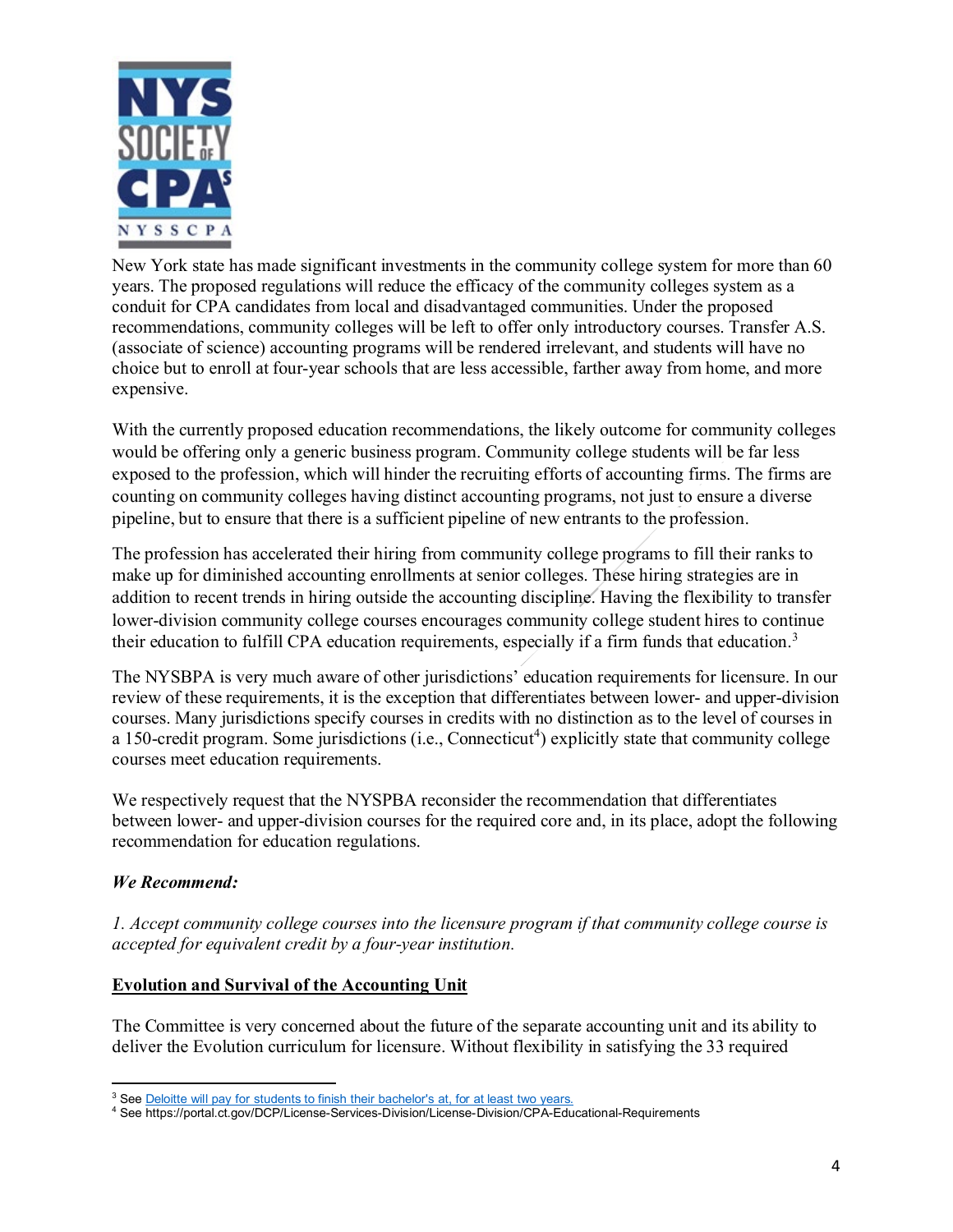New York state has made significant investments in the community college system for more than 60 years. The proposed regulations will reduce the efficacy of the community colleges system as a conduit for CPA candidates from local and disadvantaged communities. Under the proposed recommendations, community colleges will be left to offer only introductory courses. Transfer A.S. (associate of science) accounting programs will be rendered irrelevant, and students will have no choice but to enroll at four-year schools that are less accessible, farther away from home, and more expensive.

With the currently proposed education recommendations, the likely outcome for community colleges would be offering only a generic business program. Community college students will be far less exposed to the profession, which will hinder the recruiting efforts of accounting firms. The firms are counting on community colleges having distinct accounting programs, not just to ensure a diverse pipeline, but to ensure that there is a sufficient pipeline of new entrants to the profession.

The profession has accelerated their hiring from community college programs to fill their ranks to make up for diminished accounting enrollments at senior colleges. These hiring strategies are in addition to recent trends in hiring outside the accounting discipline. Having the flexibility to transfer lower-division community college courses encourages community college student hires to continue their education to fulfill CPA education requirements, especially if a firm funds that education.[3]

The NYSBPA is very much aware of other jurisdictions' education requirements for licensure. In our review of these requirements, it is the exception that differentiates between lower- and upper-division courses. Many jurisdictions specify courses in credits with no distinction as to the level of courses in a 150-credit program. Some jurisdictions (i.e., Connecticut[4]) explicitly state that community college courses meet education requirements.

We respectively request that the NYSPBA reconsider the recommendation that differentiates between lower- and upper-division courses for the required core and, in its place, adopt the following recommendation for education regulations.

***We Recommend:***

*1. Accept community college courses into the licensure program if that community college course is accepted for equivalent credit by a four-year institution.*

**Evolution and Survival of the Accounting Unit**

The Committee is very concerned about the future of the separate accounting unit and its ability to deliver the Evolution curriculum for licensure. Without flexibility in satisfying the 33 required

---

[3] See Deloitte will pay for students to finish their bachelor's at, for at least two years.

[4] See https://portal.ct.gov/DCP/License-Services-Division/License-Division/CPA-Educational-Requirements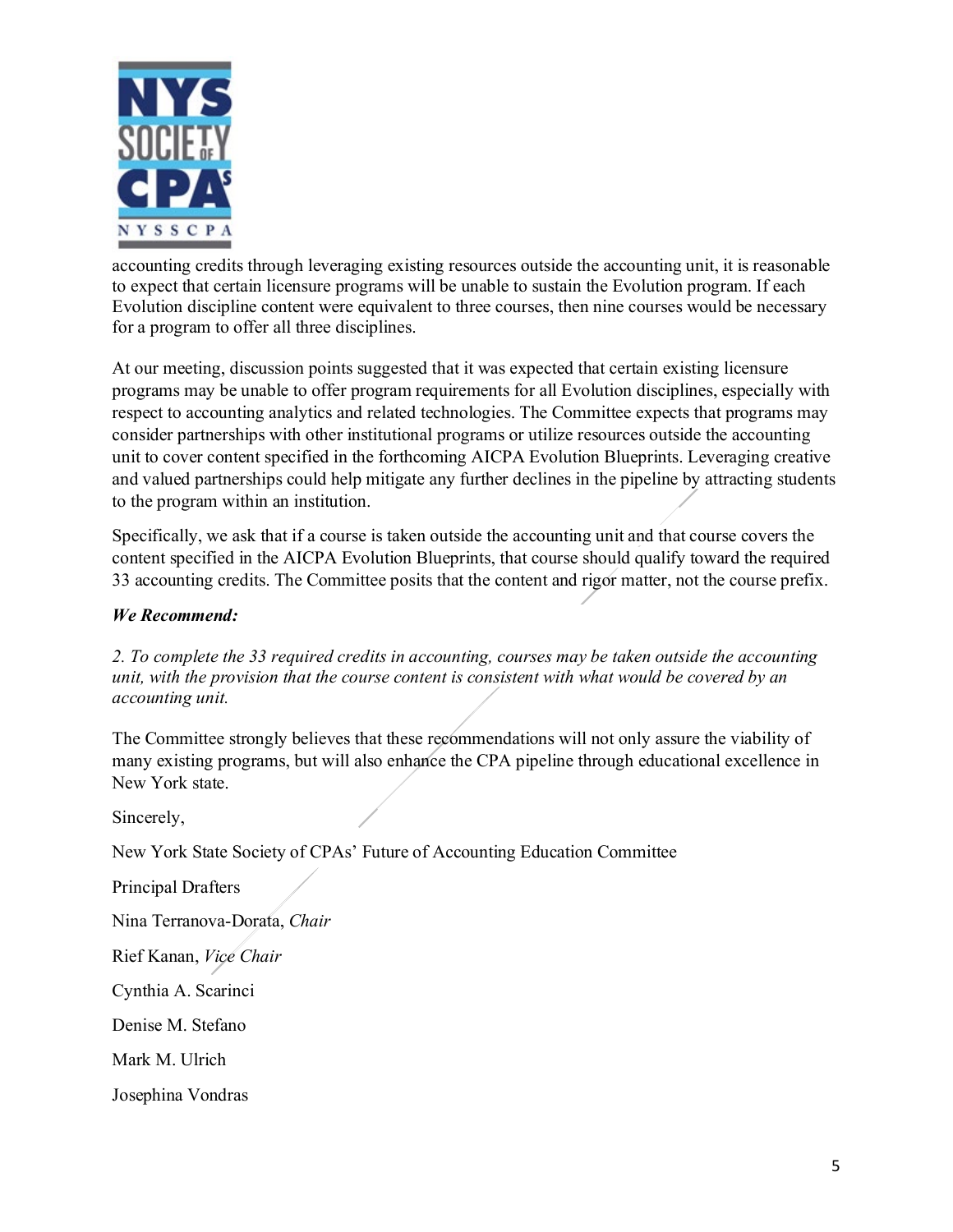accounting credits through leveraging existing resources outside the accounting unit, it is reasonable to expect that certain licensure programs will be unable to sustain the Evolution program. If each Evolution discipline content were equivalent to three courses, then nine courses would be necessary for a program to offer all three disciplines.

At our meeting, discussion points suggested that it was expected that certain existing licensure programs may be unable to offer program requirements for all Evolution disciplines, especially with respect to accounting analytics and related technologies. The Committee expects that programs may consider partnerships with other institutional programs or utilize resources outside the accounting unit to cover content specified in the forthcoming AICPA Evolution Blueprints. Leveraging creative and valued partnerships could help mitigate any further declines in the pipeline by attracting students to the program within an institution.

Specifically, we ask that if a course is taken outside the accounting unit and that course covers the content specified in the AICPA Evolution Blueprints, that course should qualify toward the required 33 accounting credits. The Committee posits that the content and rigor matter, not the course prefix.

***We Recommend:***

*2. To complete the 33 required credits in accounting, courses may be taken outside the accounting unit, with the provision that the course content is consistent with what would be covered by an accounting unit.*

The Committee strongly believes that these recommendations will not only assure the viability of many existing programs, but will also enhance the CPA pipeline through educational excellence in New York state.

Sincerely,

New York State Society of CPAs' Future of Accounting Education Committee

Principal Drafters

Nina Terranova-Dorata, *Chair*

Rief Kanan, *Vice Chair*

Cynthia A. Scarinci

Denise M. Stefano

Mark M. Ulrich

Josephina Vondras